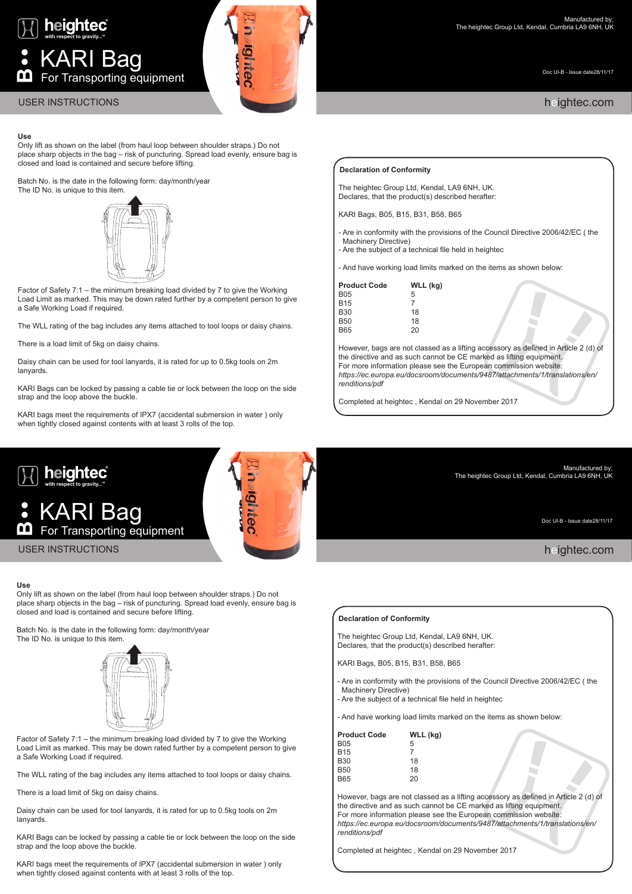# heightec

with respect to gravity...™

## B KARI Bag

For Transporting equipment

USER INSTRUCTIONS

Manufactured by;
The heightec Group Ltd, Kendal, Cumbria LA9 6NH, UK

Doc UI-B - Issue date28/11/17

heightec.com

**Use**

Only lift as shown on the label (from haul loop between shoulder straps.) Do not place sharp objects in the bag – risk of puncturing. Spread load evenly, ensure bag is closed and load is contained and secure before lifting.

Batch No. is the date in the following form: day/month/year
The ID No. is unique to this item.

Factor of Safety 7:1 – the minimum breaking load divided by 7 to give the Working Load Limit as marked. This may be down rated further by a competent person to give a Safe Working Load if required.

The WLL rating of the bag includes any items attached to tool loops or daisy chains.

There is a load limit of 5kg on daisy chains.

Daisy chain can be used for tool lanyards, it is rated for up to 0.5kg tools on 2m lanyards.

KARI Bags can be locked by passing a cable tie or lock between the loop on the side strap and the loop above the buckle.

KARI bags meet the requirements of IPX7 (accidental submersion in water ) only when tightly closed against contents with at least 3 rolls of the top.

**Declaration of Conformity**

The heightec Group Ltd, Kendal, LA9 6NH, UK.
Declares, that the product(s) described herafter:

KARI Bags, B05, B15, B31, B58, B65

- Are in conformity with the provisions of the Council Directive 2006/42/EC ( the Machinery Directive)
- Are the subject of a technical file held in heightec

- And have working load limits marked on the items as shown below:

| Product Code | WLL (kg) |
|---|---|
| B05 | 5 |
| B15 | 7 |
| B30 | 18 |
| B50 | 18 |
| B65 | 20 |

However, bags are not classed as a lifting accessory as defined in Article 2 (d) of the directive and as such cannot be CE marked as lifting equipment.
For more information please see the European commission website:
*https://ec.europa.eu/docsroom/documents/9487/attachments/1/translations/en/renditions/pdf*

Completed at heightec , Kendal on 29 November 2017

# heightec

with respect to gravity...™

## B KARI Bag

For Transporting equipment

USER INSTRUCTIONS

Manufactured by;
The heightec Group Ltd, Kendal, Cumbria LA9 6NH, UK

Doc UI-B - Issue date28/11/17

heightec.com

**Use**

Only lift as shown on the label (from haul loop between shoulder straps.) Do not place sharp objects in the bag – risk of puncturing. Spread load evenly, ensure bag is closed and load is contained and secure before lifting.

Batch No. is the date in the following form: day/month/year
The ID No. is unique to this item.

Factor of Safety 7:1 – the minimum breaking load divided by 7 to give the Working Load Limit as marked. This may be down rated further by a competent person to give a Safe Working Load if required.

The WLL rating of the bag includes any items attached to tool loops or daisy chains.

There is a load limit of 5kg on daisy chains.

Daisy chain can be used for tool lanyards, it is rated for up to 0.5kg tools on 2m lanyards.

KARI Bags can be locked by passing a cable tie or lock between the loop on the side strap and the loop above the buckle.

KARI bags meet the requirements of IPX7 (accidental submersion in water ) only when tightly closed against contents with at least 3 rolls of the top.

**Declaration of Conformity**

The heightec Group Ltd, Kendal, LA9 6NH, UK.
Declares, that the product(s) described herafter:

KARI Bags, B05, B15, B31, B58, B65

- Are in conformity with the provisions of the Council Directive 2006/42/EC ( the Machinery Directive)
- Are the subject of a technical file held in heightec

- And have working load limits marked on the items as shown below:

| Product Code | WLL (kg) |
|---|---|
| B05 | 5 |
| B15 | 7 |
| B30 | 18 |
| B50 | 18 |
| B65 | 20 |

However, bags are not classed as a lifting accessory as defined in Article 2 (d) of the directive and as such cannot be CE marked as lifting equipment.
For more information please see the European commission website:
*https://ec.europa.eu/docsroom/documents/9487/attachments/1/translations/en/renditions/pdf*

Completed at heightec , Kendal on 29 November 2017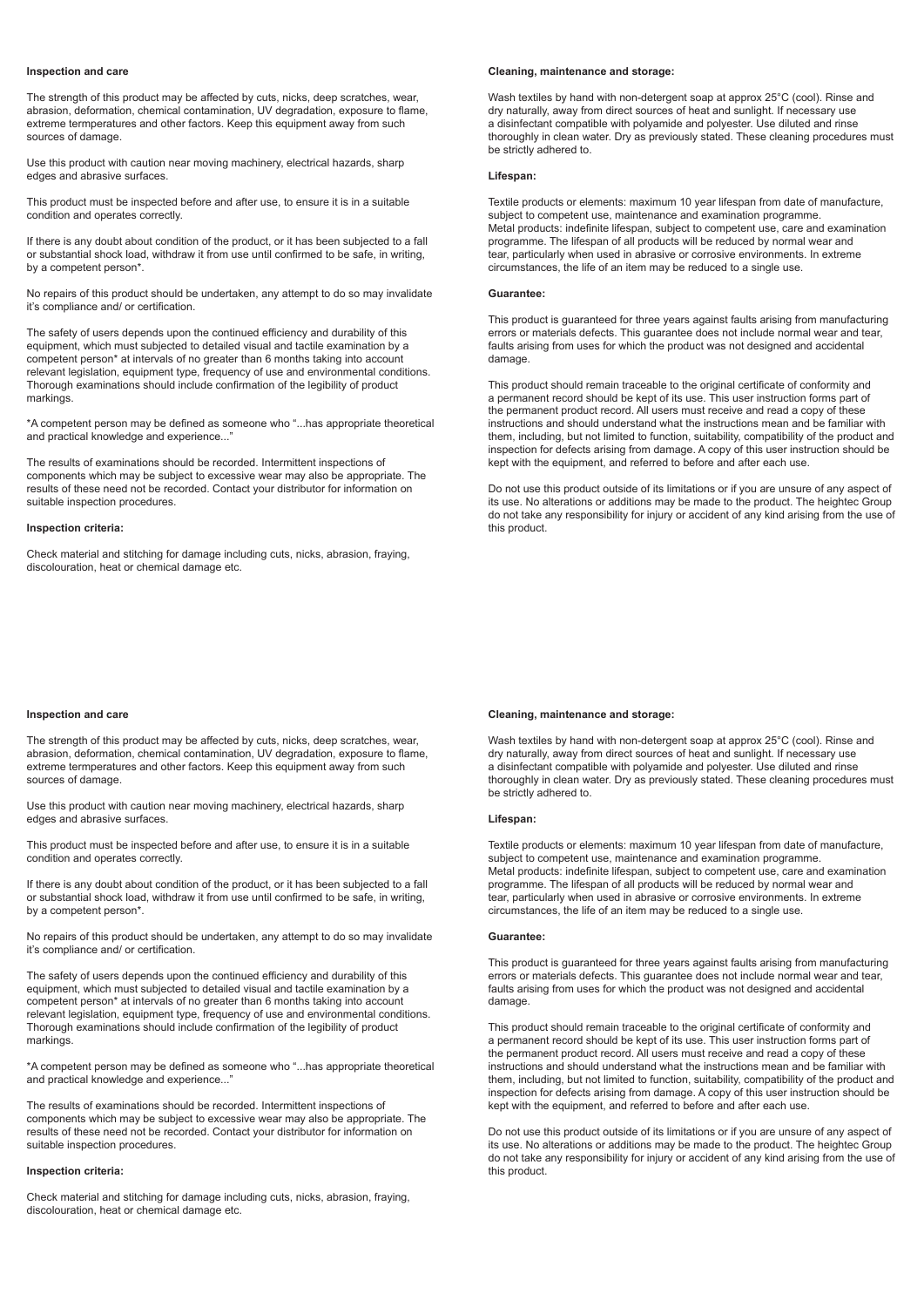**Inspection and care**

The strength of this product may be affected by cuts, nicks, deep scratches, wear, abrasion, deformation, chemical contamination, UV degradation, exposure to flame, extreme termperatures and other factors. Keep this equipment away from such sources of damage.

Use this product with caution near moving machinery, electrical hazards, sharp edges and abrasive surfaces.

This product must be inspected before and after use, to ensure it is in a suitable condition and operates correctly.

If there is any doubt about condition of the product, or it has been subjected to a fall or substantial shock load, withdraw it from use until confirmed to be safe, in writing, by a competent person*.

No repairs of this product should be undertaken, any attempt to do so may invalidate it's compliance and/ or certification.

The safety of users depends upon the continued efficiency and durability of this equipment, which must subjected to detailed visual and tactile examination by a competent person* at intervals of no greater than 6 months taking into account relevant legislation, equipment type, frequency of use and environmental conditions. Thorough examinations should include confirmation of the legibility of product markings.

*A competent person may be defined as someone who "...has appropriate theoretical and practical knowledge and experience..."

The results of examinations should be recorded. Intermittent inspections of components which may be subject to excessive wear may also be appropriate. The results of these need not be recorded. Contact your distributor for information on suitable inspection procedures.

**Inspection criteria:**

Check material and stitching for damage including cuts, nicks, abrasion, fraying, discolouration, heat or chemical damage etc.

**Cleaning, maintenance and storage:**

Wash textiles by hand with non-detergent soap at approx 25°C (cool). Rinse and dry naturally, away from direct sources of heat and sunlight. If necessary use a disinfectant compatible with polyamide and polyester. Use diluted and rinse thoroughly in clean water. Dry as previously stated. These cleaning procedures must be strictly adhered to.

**Lifespan:**

Textile products or elements: maximum 10 year lifespan from date of manufacture, subject to competent use, maintenance and examination programme.
Metal products: indefinite lifespan, subject to competent use, care and examination programme. The lifespan of all products will be reduced by normal wear and tear, particularly when used in abrasive or corrosive environments. In extreme circumstances, the life of an item may be reduced to a single use.

**Guarantee:**

This product is guaranteed for three years against faults arising from manufacturing errors or materials defects. This guarantee does not include normal wear and tear, faults arising from uses for which the product was not designed and accidental damage.

This product should remain traceable to the original certificate of conformity and a permanent record should be kept of its use. This user instruction forms part of the permanent product record. All users must receive and read a copy of these instructions and should understand what the instructions mean and be familiar with them, including, but not limited to function, suitability, compatibility of the product and inspection for defects arising from damage. A copy of this user instruction should be kept with the equipment, and referred to before and after each use.

Do not use this product outside of its limitations or if you are unsure of any aspect of its use. No alterations or additions may be made to the product. The heightec Group do not take any responsibility for injury or accident of any kind arising from the use of this product.

**Inspection and care**

The strength of this product may be affected by cuts, nicks, deep scratches, wear, abrasion, deformation, chemical contamination, UV degradation, exposure to flame, extreme termperatures and other factors. Keep this equipment away from such sources of damage.

Use this product with caution near moving machinery, electrical hazards, sharp edges and abrasive surfaces.

This product must be inspected before and after use, to ensure it is in a suitable condition and operates correctly.

If there is any doubt about condition of the product, or it has been subjected to a fall or substantial shock load, withdraw it from use until confirmed to be safe, in writing, by a competent person*.

No repairs of this product should be undertaken, any attempt to do so may invalidate it's compliance and/ or certification.

The safety of users depends upon the continued efficiency and durability of this equipment, which must subjected to detailed visual and tactile examination by a competent person* at intervals of no greater than 6 months taking into account relevant legislation, equipment type, frequency of use and environmental conditions. Thorough examinations should include confirmation of the legibility of product markings.

*A competent person may be defined as someone who "...has appropriate theoretical and practical knowledge and experience..."

The results of examinations should be recorded. Intermittent inspections of components which may be subject to excessive wear may also be appropriate. The results of these need not be recorded. Contact your distributor for information on suitable inspection procedures.

**Inspection criteria:**

Check material and stitching for damage including cuts, nicks, abrasion, fraying, discolouration, heat or chemical damage etc.

**Cleaning, maintenance and storage:**

Wash textiles by hand with non-detergent soap at approx 25°C (cool). Rinse and dry naturally, away from direct sources of heat and sunlight. If necessary use a disinfectant compatible with polyamide and polyester. Use diluted and rinse thoroughly in clean water. Dry as previously stated. These cleaning procedures must be strictly adhered to.

**Lifespan:**

Textile products or elements: maximum 10 year lifespan from date of manufacture, subject to competent use, maintenance and examination programme.
Metal products: indefinite lifespan, subject to competent use, care and examination programme. The lifespan of all products will be reduced by normal wear and tear, particularly when used in abrasive or corrosive environments. In extreme circumstances, the life of an item may be reduced to a single use.

**Guarantee:**

This product is guaranteed for three years against faults arising from manufacturing errors or materials defects. This guarantee does not include normal wear and tear, faults arising from uses for which the product was not designed and accidental damage.

This product should remain traceable to the original certificate of conformity and a permanent record should be kept of its use. This user instruction forms part of the permanent product record. All users must receive and read a copy of these instructions and should understand what the instructions mean and be familiar with them, including, but not limited to function, suitability, compatibility of the product and inspection for defects arising from damage. A copy of this user instruction should be kept with the equipment, and referred to before and after each use.

Do not use this product outside of its limitations or if you are unsure of any aspect of its use. No alterations or additions may be made to the product. The heightec Group do not take any responsibility for injury or accident of any kind arising from the use of this product.